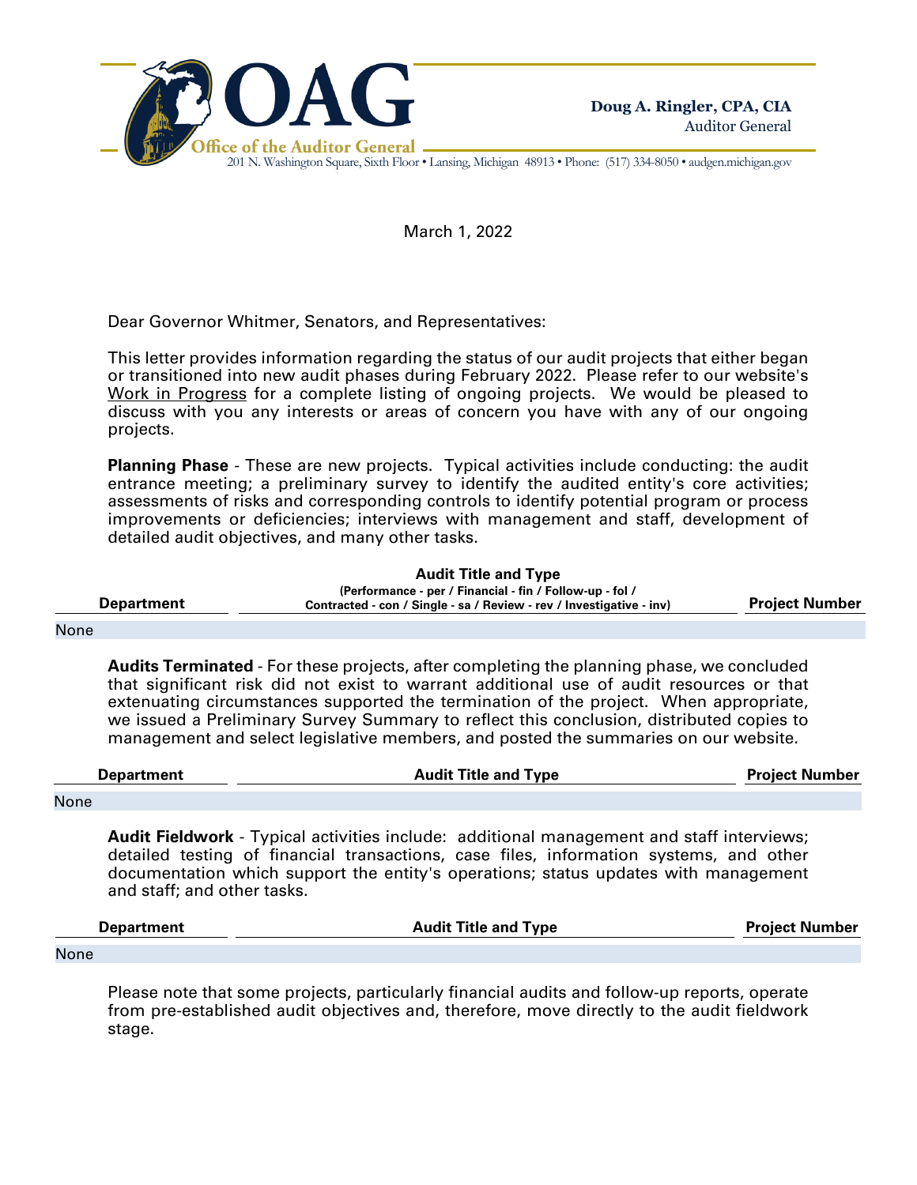# OAG
**Office of the Auditor General**

201 N. Washington Square, Sixth Floor • Lansing, Michigan 48913 • Phone: (517) 334-8050 • audgen.michigan.gov

**Doug A. Ringler, CPA, CIA**
Auditor General

March 1, 2022

Dear Governor Whitmer, Senators, and Representatives:

This letter provides information regarding the status of our audit projects that either began or transitioned into new audit phases during February 2022. Please refer to our website's Work in Progress for a complete listing of ongoing projects. We would be pleased to discuss with you any interests or areas of concern you have with any of our ongoing projects.

**Planning Phase** - These are new projects. Typical activities include conducting: the audit entrance meeting; a preliminary survey to identify the audited entity's core activities; assessments of risks and corresponding controls to identify potential program or process improvements or deficiencies; interviews with management and staff, development of detailed audit objectives, and many other tasks.

| Department | Audit Title and Type (Performance - per / Financial - fin / Follow-up - fol / Contracted - con / Single - sa / Review - rev / Investigative - inv) | Project Number |
|---|---|---|
| None | | |

**Audits Terminated** - For these projects, after completing the planning phase, we concluded that significant risk did not exist to warrant additional use of audit resources or that extenuating circumstances supported the termination of the project. When appropriate, we issued a Preliminary Survey Summary to reflect this conclusion, distributed copies to management and select legislative members, and posted the summaries on our website.

| Department | Audit Title and Type | Project Number |
|---|---|---|
| None | | |

**Audit Fieldwork** - Typical activities include: additional management and staff interviews; detailed testing of financial transactions, case files, information systems, and other documentation which support the entity's operations; status updates with management and staff; and other tasks.

| Department | Audit Title and Type | Project Number |
|---|---|---|
| None | | |

Please note that some projects, particularly financial audits and follow-up reports, operate from pre-established audit objectives and, therefore, move directly to the audit fieldwork stage.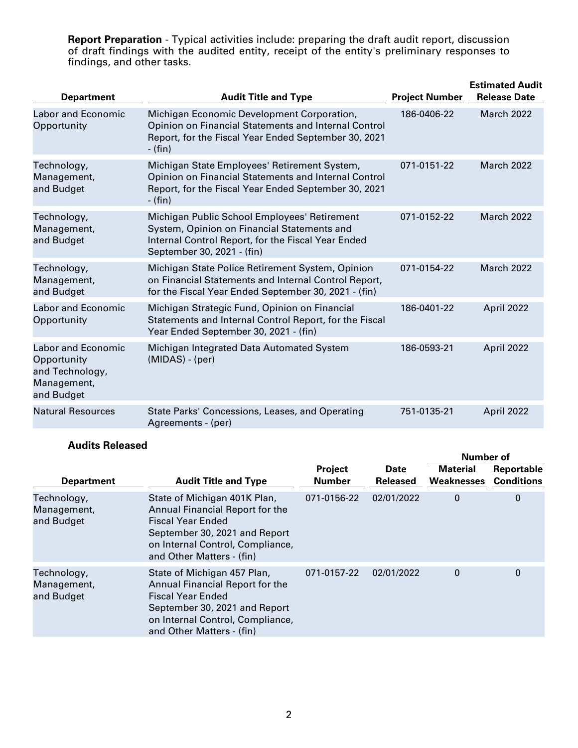**Report Preparation** - Typical activities include: preparing the draft audit report, discussion of draft findings with the audited entity, receipt of the entity's preliminary responses to findings, and other tasks.

| Department | Audit Title and Type | Project Number | Estimated Audit Release Date |
|---|---|---|---|
| Labor and Economic Opportunity | Michigan Economic Development Corporation, Opinion on Financial Statements and Internal Control Report, for the Fiscal Year Ended September 30, 2021 - (fin) | 186-0406-22 | March 2022 |
| Technology, Management, and Budget | Michigan State Employees' Retirement System, Opinion on Financial Statements and Internal Control Report, for the Fiscal Year Ended September 30, 2021 - (fin) | 071-0151-22 | March 2022 |
| Technology, Management, and Budget | Michigan Public School Employees' Retirement System, Opinion on Financial Statements and Internal Control Report, for the Fiscal Year Ended September 30, 2021 - (fin) | 071-0152-22 | March 2022 |
| Technology, Management, and Budget | Michigan State Police Retirement System, Opinion on Financial Statements and Internal Control Report, for the Fiscal Year Ended September 30, 2021 - (fin) | 071-0154-22 | March 2022 |
| Labor and Economic Opportunity | Michigan Strategic Fund, Opinion on Financial Statements and Internal Control Report, for the Fiscal Year Ended September 30, 2021 - (fin) | 186-0401-22 | April 2022 |
| Labor and Economic Opportunity and Technology, Management, and Budget | Michigan Integrated Data Automated System (MIDAS) - (per) | 186-0593-21 | April 2022 |
| Natural Resources | State Parks' Concessions, Leases, and Operating Agreements - (per) | 751-0135-21 | April 2022 |

**Audits Released**

| Department | Audit Title and Type | Project Number | Date Released | Number of Material Weaknesses | Number of Reportable Conditions |
|---|---|---|---|---|---|
| Technology, Management, and Budget | State of Michigan 401K Plan, Annual Financial Report for the Fiscal Year Ended September 30, 2021 and Report on Internal Control, Compliance, and Other Matters - (fin) | 071-0156-22 | 02/01/2022 | 0 | 0 |
| Technology, Management, and Budget | State of Michigan 457 Plan, Annual Financial Report for the Fiscal Year Ended September 30, 2021 and Report on Internal Control, Compliance, and Other Matters - (fin) | 071-0157-22 | 02/01/2022 | 0 | 0 |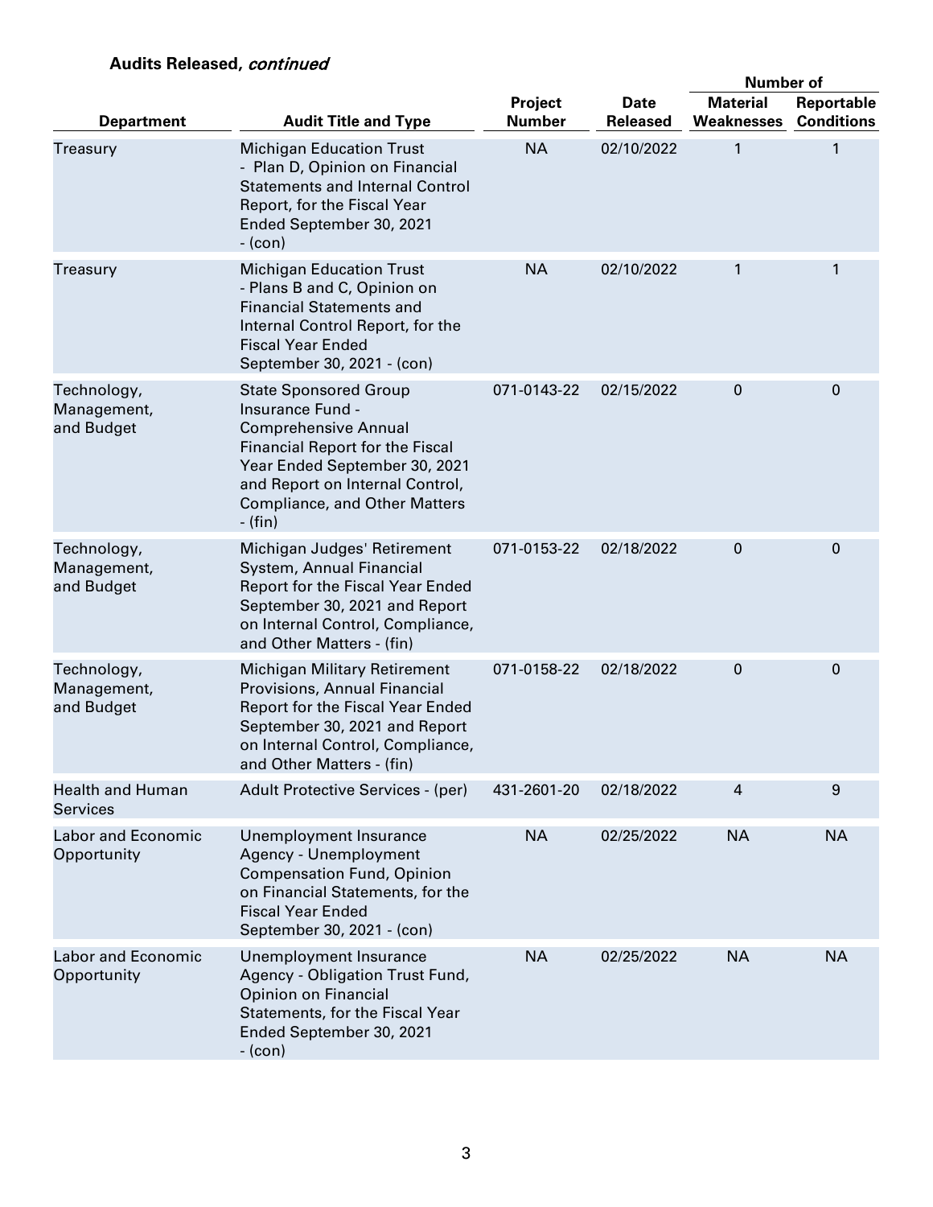**Audits Released,** ***continued***

| Department | Audit Title and Type | Project Number | Date Released | Number of Material Weaknesses | Number of Reportable Conditions |
|---|---|---|---|---|---|
| Treasury | Michigan Education Trust - Plan D, Opinion on Financial Statements and Internal Control Report, for the Fiscal Year Ended September 30, 2021 - (con) | NA | 02/10/2022 | 1 | 1 |
| Treasury | Michigan Education Trust - Plans B and C, Opinion on Financial Statements and Internal Control Report, for the Fiscal Year Ended September 30, 2021 - (con) | NA | 02/10/2022 | 1 | 1 |
| Technology, Management, and Budget | State Sponsored Group Insurance Fund - Comprehensive Annual Financial Report for the Fiscal Year Ended September 30, 2021 and Report on Internal Control, Compliance, and Other Matters - (fin) | 071-0143-22 | 02/15/2022 | 0 | 0 |
| Technology, Management, and Budget | Michigan Judges' Retirement System, Annual Financial Report for the Fiscal Year Ended September 30, 2021 and Report on Internal Control, Compliance, and Other Matters - (fin) | 071-0153-22 | 02/18/2022 | 0 | 0 |
| Technology, Management, and Budget | Michigan Military Retirement Provisions, Annual Financial Report for the Fiscal Year Ended September 30, 2021 and Report on Internal Control, Compliance, and Other Matters - (fin) | 071-0158-22 | 02/18/2022 | 0 | 0 |
| Health and Human Services | Adult Protective Services - (per) | 431-2601-20 | 02/18/2022 | 4 | 9 |
| Labor and Economic Opportunity | Unemployment Insurance Agency - Unemployment Compensation Fund, Opinion on Financial Statements, for the Fiscal Year Ended September 30, 2021 - (con) | NA | 02/25/2022 | NA | NA |
| Labor and Economic Opportunity | Unemployment Insurance Agency - Obligation Trust Fund, Opinion on Financial Statements, for the Fiscal Year Ended September 30, 2021 - (con) | NA | 02/25/2022 | NA | NA |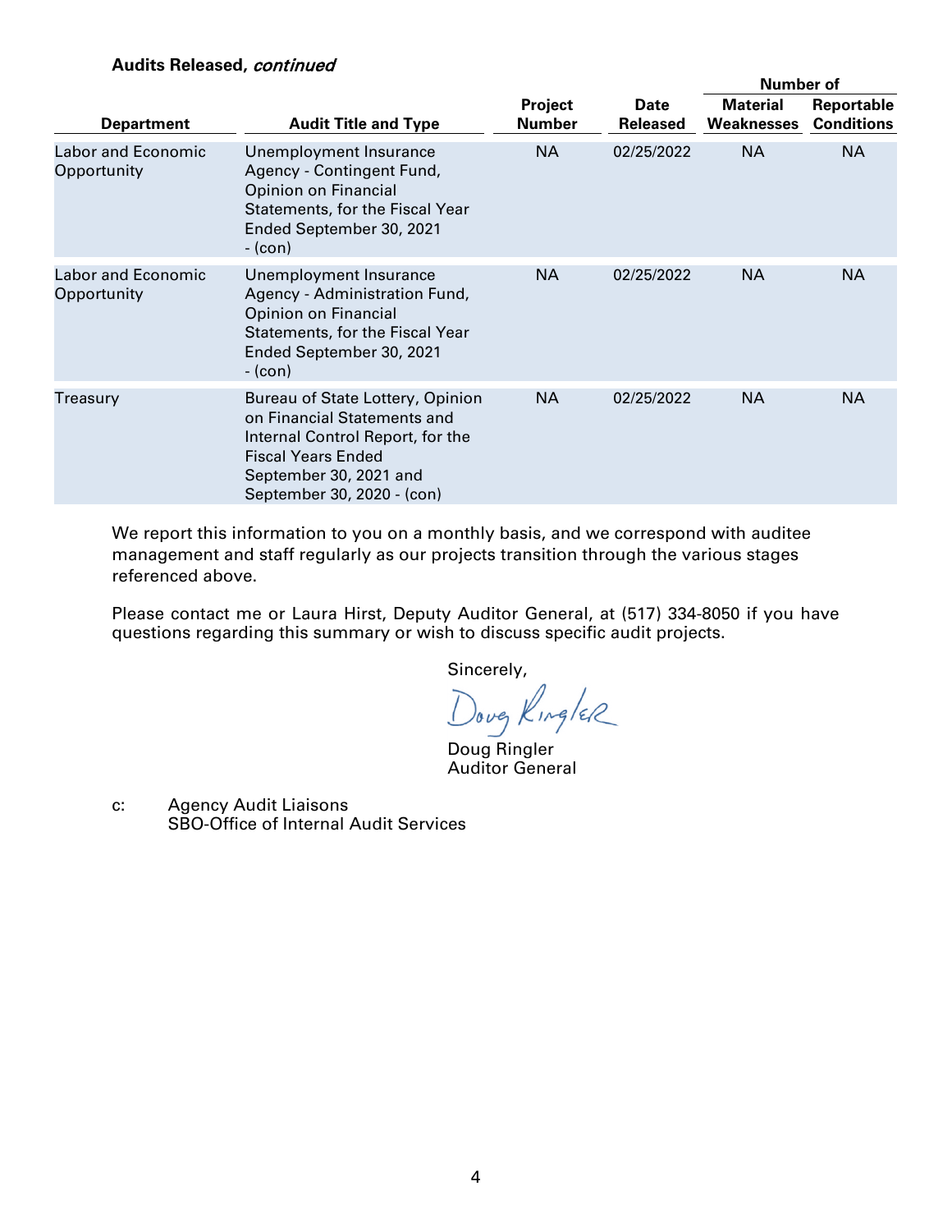**Audits Released, *continued***

| Department | Audit Title and Type | Project Number | Date Released | Number of Material Weaknesses | Number of Reportable Conditions |
|---|---|---|---|---|---|
| Labor and Economic Opportunity | Unemployment Insurance Agency - Contingent Fund, Opinion on Financial Statements, for the Fiscal Year Ended September 30, 2021 - (con) | NA | 02/25/2022 | NA | NA |
| Labor and Economic Opportunity | Unemployment Insurance Agency - Administration Fund, Opinion on Financial Statements, for the Fiscal Year Ended September 30, 2021 - (con) | NA | 02/25/2022 | NA | NA |
| Treasury | Bureau of State Lottery, Opinion on Financial Statements and Internal Control Report, for the Fiscal Years Ended September 30, 2021 and September 30, 2020 - (con) | NA | 02/25/2022 | NA | NA |

We report this information to you on a monthly basis, and we correspond with auditee management and staff regularly as our projects transition through the various stages referenced above.

Please contact me or Laura Hirst, Deputy Auditor General, at (517) 334-8050 if you have questions regarding this summary or wish to discuss specific audit projects.

Sincerely,

Doug Ringler

Doug Ringler
Auditor General

c: Agency Audit Liaisons
SBO-Office of Internal Audit Services